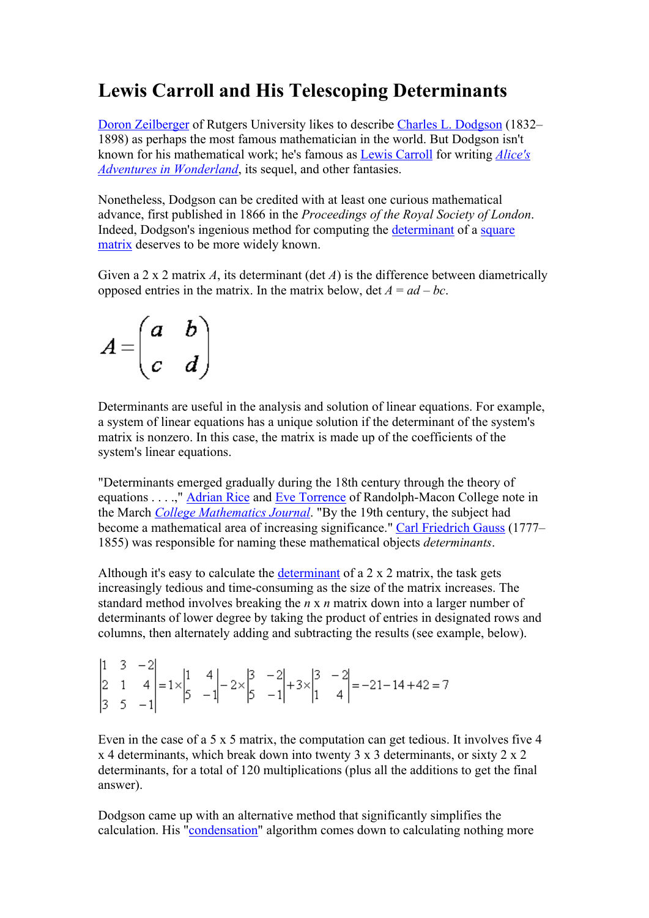# Lewis Carroll and His Telescoping Determinants

Doron Zeilberger of Rutgers University likes to describe Charles L. Dodgson (1832–1898) as perhaps the most famous mathematician in the world. But Dodgson isn't known for his mathematical work; he's famous as Lewis Carroll for writing *Alice's Adventures in Wonderland*, its sequel, and other fantasies.

Nonetheless, Dodgson can be credited with at least one curious mathematical advance, first published in 1866 in the *Proceedings of the Royal Society of London*. Indeed, Dodgson's ingenious method for computing the determinant of a square matrix deserves to be more widely known.

Given a 2 x 2 matrix $A$, its determinant (det $A$) is the difference between diametrically opposed entries in the matrix. In the matrix below, det $A = ad - bc$.

$$A = \begin{pmatrix} a & b \\ c & d \end{pmatrix}$$

Determinants are useful in the analysis and solution of linear equations. For example, a system of linear equations has a unique solution if the determinant of the system's matrix is nonzero. In this case, the matrix is made up of the coefficients of the system's linear equations.

"Determinants emerged gradually during the 18th century through the theory of equations . . . .," Adrian Rice and Eve Torrence of Randolph-Macon College note in the March *College Mathematics Journal*. "By the 19th century, the subject had become a mathematical area of increasing significance." Carl Friedrich Gauss (1777–1855) was responsible for naming these mathematical objects *determinants*.

Although it's easy to calculate the determinant of a 2 x 2 matrix, the task gets increasingly tedious and time-consuming as the size of the matrix increases. The standard method involves breaking the $n$ x $n$ matrix down into a larger number of determinants of lower degree by taking the product of entries in designated rows and columns, then alternately adding and subtracting the results (see example, below).

$$\begin{vmatrix} 1 & 3 & -2 \\ 2 & 1 & 4 \\ 3 & 5 & -1 \end{vmatrix} = 1 \times \begin{vmatrix} 1 & 4 \\ 5 & -1 \end{vmatrix} - 2 \times \begin{vmatrix} 3 & -2 \\ 5 & -1 \end{vmatrix} + 3 \times \begin{vmatrix} 3 & -2 \\ 1 & 4 \end{vmatrix} = -21 - 14 + 42 = 7$$

Even in the case of a 5 x 5 matrix, the computation can get tedious. It involves five 4 x 4 determinants, which break down into twenty 3 x 3 determinants, or sixty 2 x 2 determinants, for a total of 120 multiplications (plus all the additions to get the final answer).

Dodgson came up with an alternative method that significantly simplifies the calculation. His "condensation" algorithm comes down to calculating nothing more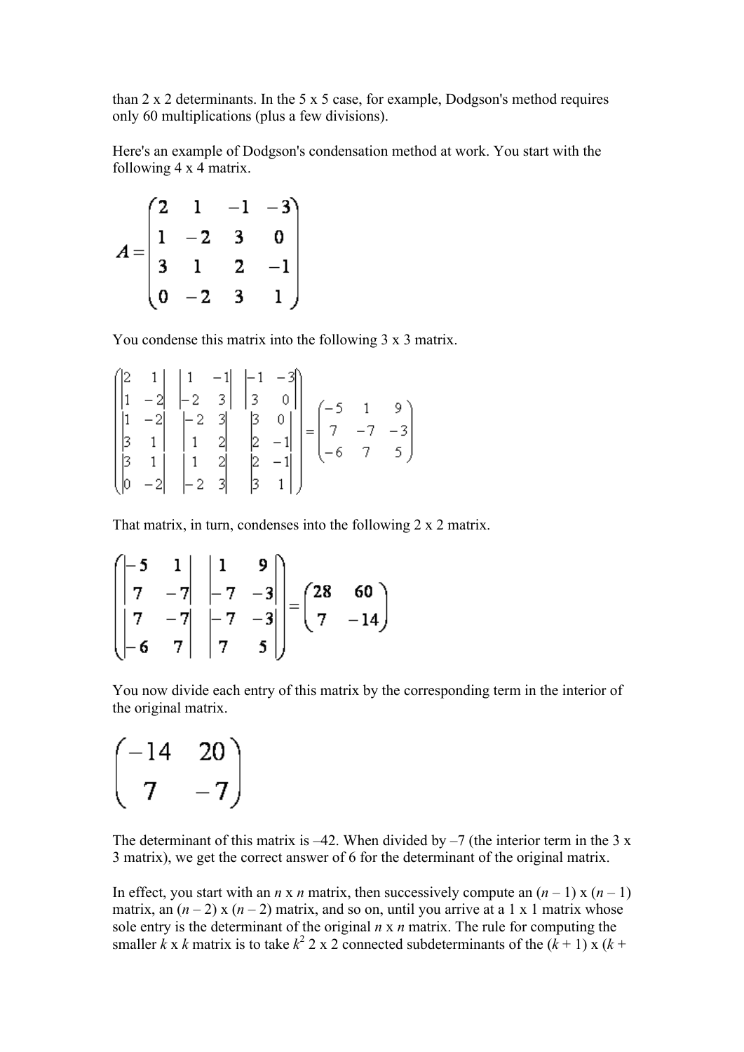than 2 x 2 determinants. In the 5 x 5 case, for example, Dodgson's method requires only 60 multiplications (plus a few divisions).

Here's an example of Dodgson's condensation method at work. You start with the following 4 x 4 matrix.

$$A = \begin{pmatrix} 2 & 1 & -1 & -3 \\ 1 & -2 & 3 & 0 \\ 3 & 1 & 2 & -1 \\ 0 & -2 & 3 & 1 \end{pmatrix}$$

You condense this matrix into the following 3 x 3 matrix.

$$\begin{pmatrix} \begin{vmatrix} 2 & 1 \\ 1 & -2 \end{vmatrix} & \begin{vmatrix} 1 & -1 \\ -2 & 3 \end{vmatrix} & \begin{vmatrix} -1 & -3 \\ 3 & 0 \end{vmatrix} \\ \begin{vmatrix} 1 & -2 \\ 3 & 1 \end{vmatrix} & \begin{vmatrix} -2 & 3 \\ 1 & 2 \end{vmatrix} & \begin{vmatrix} 3 & 0 \\ 2 & -1 \end{vmatrix} \\ \begin{vmatrix} 3 & 1 \\ 0 & -2 \end{vmatrix} & \begin{vmatrix} 1 & 2 \\ -2 & 3 \end{vmatrix} & \begin{vmatrix} 2 & -1 \\ 3 & 1 \end{vmatrix} \end{pmatrix} = \begin{pmatrix} -5 & 1 & 9 \\ 7 & -7 & -3 \\ -6 & 7 & 5 \end{pmatrix}$$

That matrix, in turn, condenses into the following 2 x 2 matrix.

$$\begin{pmatrix} \begin{vmatrix} -5 & 1 \\ 7 & -7 \end{vmatrix} & \begin{vmatrix} 1 & 9 \\ -7 & -3 \end{vmatrix} \\ \begin{vmatrix} 7 & -7 \\ -6 & 7 \end{vmatrix} & \begin{vmatrix} -7 & -3 \\ 7 & 5 \end{vmatrix} \end{pmatrix} = \begin{pmatrix} 28 & 60 \\ 7 & -14 \end{pmatrix}$$

You now divide each entry of this matrix by the corresponding term in the interior of the original matrix.

$$\begin{pmatrix} -14 & 20 \\ 7 & -7 \end{pmatrix}$$

The determinant of this matrix is –42. When divided by –7 (the interior term in the 3 x 3 matrix), we get the correct answer of 6 for the determinant of the original matrix.

In effect, you start with an $n$ x $n$ matrix, then successively compute an $(n-1)$ x $(n-1)$ matrix, an $(n-2)$ x $(n-2)$ matrix, and so on, until you arrive at a 1 x 1 matrix whose sole entry is the determinant of the original $n$ x $n$ matrix. The rule for computing the smaller $k$ x $k$ matrix is to take $k^2$ 2 x 2 connected subdeterminants of the $(k+1)$ x $(k+$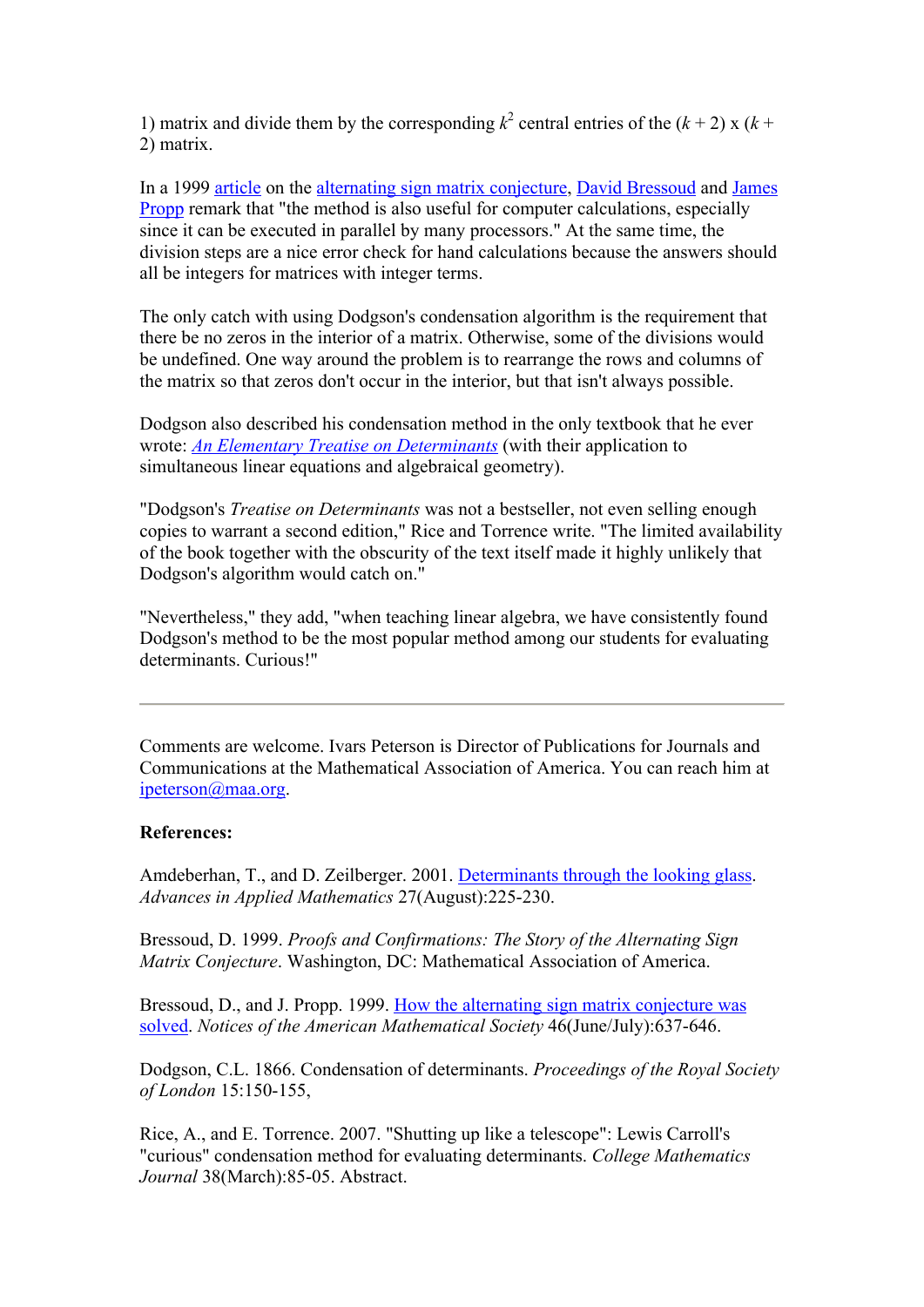1) matrix and divide them by the corresponding $k^2$ central entries of the $(k + 2)$ x $(k + 2)$ matrix.

In a 1999 article on the alternating sign matrix conjecture, David Bressoud and James Propp remark that "the method is also useful for computer calculations, especially since it can be executed in parallel by many processors." At the same time, the division steps are a nice error check for hand calculations because the answers should all be integers for matrices with integer terms.

The only catch with using Dodgson's condensation algorithm is the requirement that there be no zeros in the interior of a matrix. Otherwise, some of the divisions would be undefined. One way around the problem is to rearrange the rows and columns of the matrix so that zeros don't occur in the interior, but that isn't always possible.

Dodgson also described his condensation method in the only textbook that he ever wrote: *An Elementary Treatise on Determinants* (with their application to simultaneous linear equations and algebraical geometry).

"Dodgson's *Treatise on Determinants* was not a bestseller, not even selling enough copies to warrant a second edition," Rice and Torrence write. "The limited availability of the book together with the obscurity of the text itself made it highly unlikely that Dodgson's algorithm would catch on."

"Nevertheless," they add, "when teaching linear algebra, we have consistently found Dodgson's method to be the most popular method among our students for evaluating determinants. Curious!"

---

Comments are welcome. Ivars Peterson is Director of Publications for Journals and Communications at the Mathematical Association of America. You can reach him at ipeterson@maa.org.

**References:**

Amdeberhan, T., and D. Zeilberger. 2001. Determinants through the looking glass. *Advances in Applied Mathematics* 27(August):225-230.

Bressoud, D. 1999. *Proofs and Confirmations: The Story of the Alternating Sign Matrix Conjecture*. Washington, DC: Mathematical Association of America.

Bressoud, D., and J. Propp. 1999. How the alternating sign matrix conjecture was solved. *Notices of the American Mathematical Society* 46(June/July):637-646.

Dodgson, C.L. 1866. Condensation of determinants. *Proceedings of the Royal Society of London* 15:150-155,

Rice, A., and E. Torrence. 2007. "Shutting up like a telescope": Lewis Carroll's "curious" condensation method for evaluating determinants. *College Mathematics Journal* 38(March):85-05. Abstract.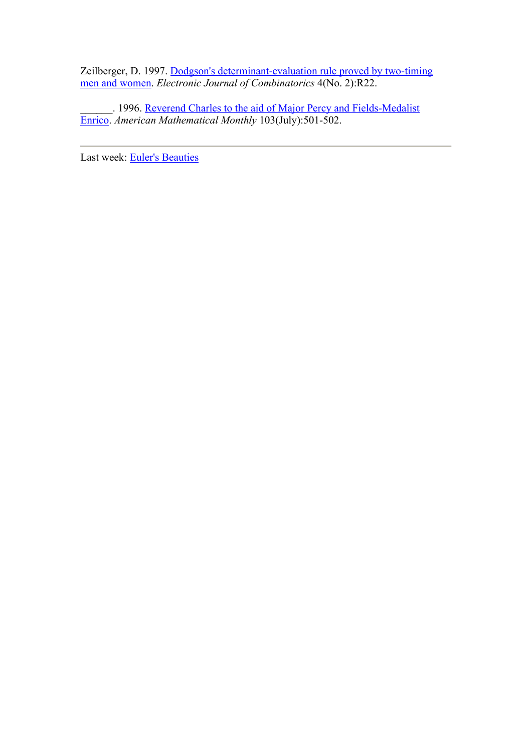Zeilberger, D. 1997. Dodgson's determinant-evaluation rule proved by two-timing men and women. *Electronic Journal of Combinatorics* 4(No. 2):R22.

______. 1996. Reverend Charles to the aid of Major Percy and Fields-Medalist Enrico. *American Mathematical Monthly* 103(July):501-502.

---

Last week: Euler's Beauties